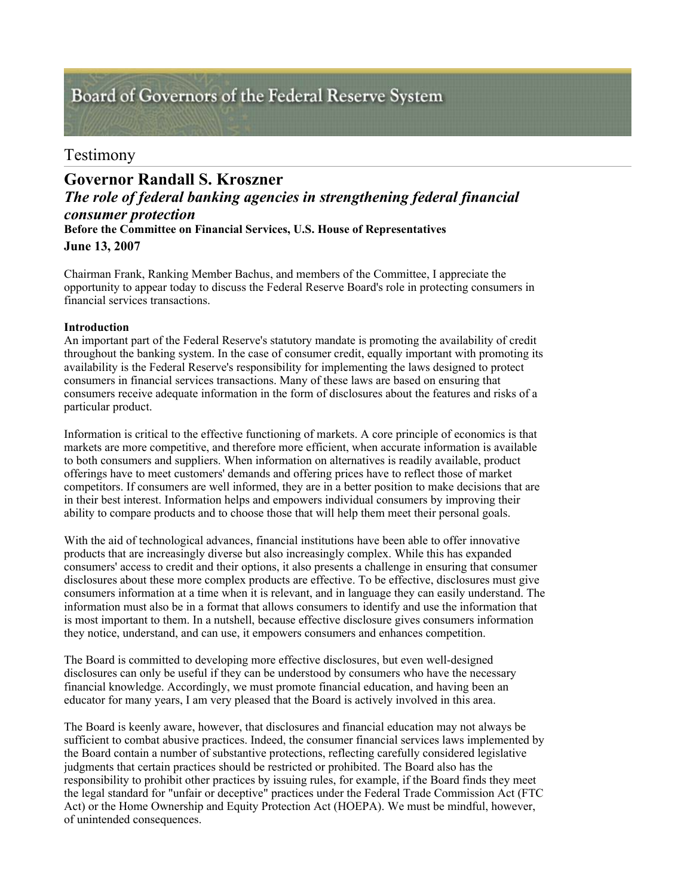Board of Governors of the Federal Reserve System

# Testimony

## Governor Randall S. Kroszner

### *The role of federal banking agencies in strengthening federal financial consumer protection*

**Before the Committee on Financial Services, U.S. House of Representatives**

**June 13, 2007**

Chairman Frank, Ranking Member Bachus, and members of the Committee, I appreciate the opportunity to appear today to discuss the Federal Reserve Board's role in protecting consumers in financial services transactions.

**Introduction**

An important part of the Federal Reserve's statutory mandate is promoting the availability of credit throughout the banking system. In the case of consumer credit, equally important with promoting its availability is the Federal Reserve's responsibility for implementing the laws designed to protect consumers in financial services transactions. Many of these laws are based on ensuring that consumers receive adequate information in the form of disclosures about the features and risks of a particular product.

Information is critical to the effective functioning of markets. A core principle of economics is that markets are more competitive, and therefore more efficient, when accurate information is available to both consumers and suppliers. When information on alternatives is readily available, product offerings have to meet customers' demands and offering prices have to reflect those of market competitors. If consumers are well informed, they are in a better position to make decisions that are in their best interest. Information helps and empowers individual consumers by improving their ability to compare products and to choose those that will help them meet their personal goals.

With the aid of technological advances, financial institutions have been able to offer innovative products that are increasingly diverse but also increasingly complex. While this has expanded consumers' access to credit and their options, it also presents a challenge in ensuring that consumer disclosures about these more complex products are effective. To be effective, disclosures must give consumers information at a time when it is relevant, and in language they can easily understand. The information must also be in a format that allows consumers to identify and use the information that is most important to them. In a nutshell, because effective disclosure gives consumers information they notice, understand, and can use, it empowers consumers and enhances competition.

The Board is committed to developing more effective disclosures, but even well-designed disclosures can only be useful if they can be understood by consumers who have the necessary financial knowledge. Accordingly, we must promote financial education, and having been an educator for many years, I am very pleased that the Board is actively involved in this area.

The Board is keenly aware, however, that disclosures and financial education may not always be sufficient to combat abusive practices. Indeed, the consumer financial services laws implemented by the Board contain a number of substantive protections, reflecting carefully considered legislative judgments that certain practices should be restricted or prohibited. The Board also has the responsibility to prohibit other practices by issuing rules, for example, if the Board finds they meet the legal standard for "unfair or deceptive" practices under the Federal Trade Commission Act (FTC Act) or the Home Ownership and Equity Protection Act (HOEPA). We must be mindful, however, of unintended consequences.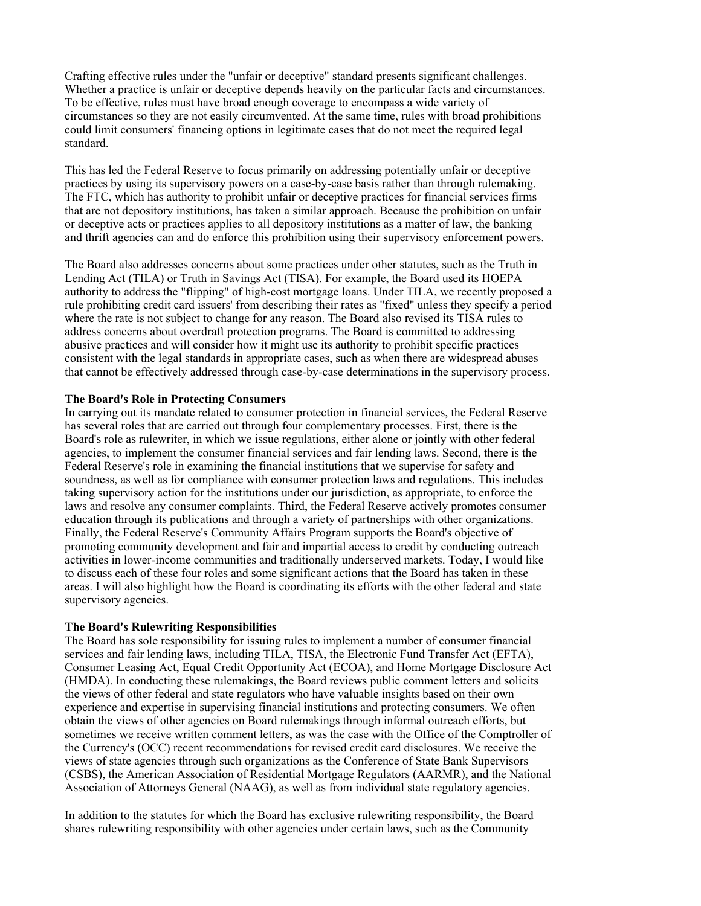Crafting effective rules under the "unfair or deceptive" standard presents significant challenges. Whether a practice is unfair or deceptive depends heavily on the particular facts and circumstances. To be effective, rules must have broad enough coverage to encompass a wide variety of circumstances so they are not easily circumvented. At the same time, rules with broad prohibitions could limit consumers' financing options in legitimate cases that do not meet the required legal standard.

This has led the Federal Reserve to focus primarily on addressing potentially unfair or deceptive practices by using its supervisory powers on a case-by-case basis rather than through rulemaking. The FTC, which has authority to prohibit unfair or deceptive practices for financial services firms that are not depository institutions, has taken a similar approach. Because the prohibition on unfair or deceptive acts or practices applies to all depository institutions as a matter of law, the banking and thrift agencies can and do enforce this prohibition using their supervisory enforcement powers.

The Board also addresses concerns about some practices under other statutes, such as the Truth in Lending Act (TILA) or Truth in Savings Act (TISA). For example, the Board used its HOEPA authority to address the "flipping" of high-cost mortgage loans. Under TILA, we recently proposed a rule prohibiting credit card issuers' from describing their rates as "fixed" unless they specify a period where the rate is not subject to change for any reason. The Board also revised its TISA rules to address concerns about overdraft protection programs. The Board is committed to addressing abusive practices and will consider how it might use its authority to prohibit specific practices consistent with the legal standards in appropriate cases, such as when there are widespread abuses that cannot be effectively addressed through case-by-case determinations in the supervisory process.

**The Board's Role in Protecting Consumers**

In carrying out its mandate related to consumer protection in financial services, the Federal Reserve has several roles that are carried out through four complementary processes. First, there is the Board's role as rulewriter, in which we issue regulations, either alone or jointly with other federal agencies, to implement the consumer financial services and fair lending laws. Second, there is the Federal Reserve's role in examining the financial institutions that we supervise for safety and soundness, as well as for compliance with consumer protection laws and regulations. This includes taking supervisory action for the institutions under our jurisdiction, as appropriate, to enforce the laws and resolve any consumer complaints. Third, the Federal Reserve actively promotes consumer education through its publications and through a variety of partnerships with other organizations. Finally, the Federal Reserve's Community Affairs Program supports the Board's objective of promoting community development and fair and impartial access to credit by conducting outreach activities in lower-income communities and traditionally underserved markets. Today, I would like to discuss each of these four roles and some significant actions that the Board has taken in these areas. I will also highlight how the Board is coordinating its efforts with the other federal and state supervisory agencies.

**The Board's Rulewriting Responsibilities**

The Board has sole responsibility for issuing rules to implement a number of consumer financial services and fair lending laws, including TILA, TISA, the Electronic Fund Transfer Act (EFTA), Consumer Leasing Act, Equal Credit Opportunity Act (ECOA), and Home Mortgage Disclosure Act (HMDA). In conducting these rulemakings, the Board reviews public comment letters and solicits the views of other federal and state regulators who have valuable insights based on their own experience and expertise in supervising financial institutions and protecting consumers. We often obtain the views of other agencies on Board rulemakings through informal outreach efforts, but sometimes we receive written comment letters, as was the case with the Office of the Comptroller of the Currency's (OCC) recent recommendations for revised credit card disclosures. We receive the views of state agencies through such organizations as the Conference of State Bank Supervisors (CSBS), the American Association of Residential Mortgage Regulators (AARMR), and the National Association of Attorneys General (NAAG), as well as from individual state regulatory agencies.

In addition to the statutes for which the Board has exclusive rulewriting responsibility, the Board shares rulewriting responsibility with other agencies under certain laws, such as the Community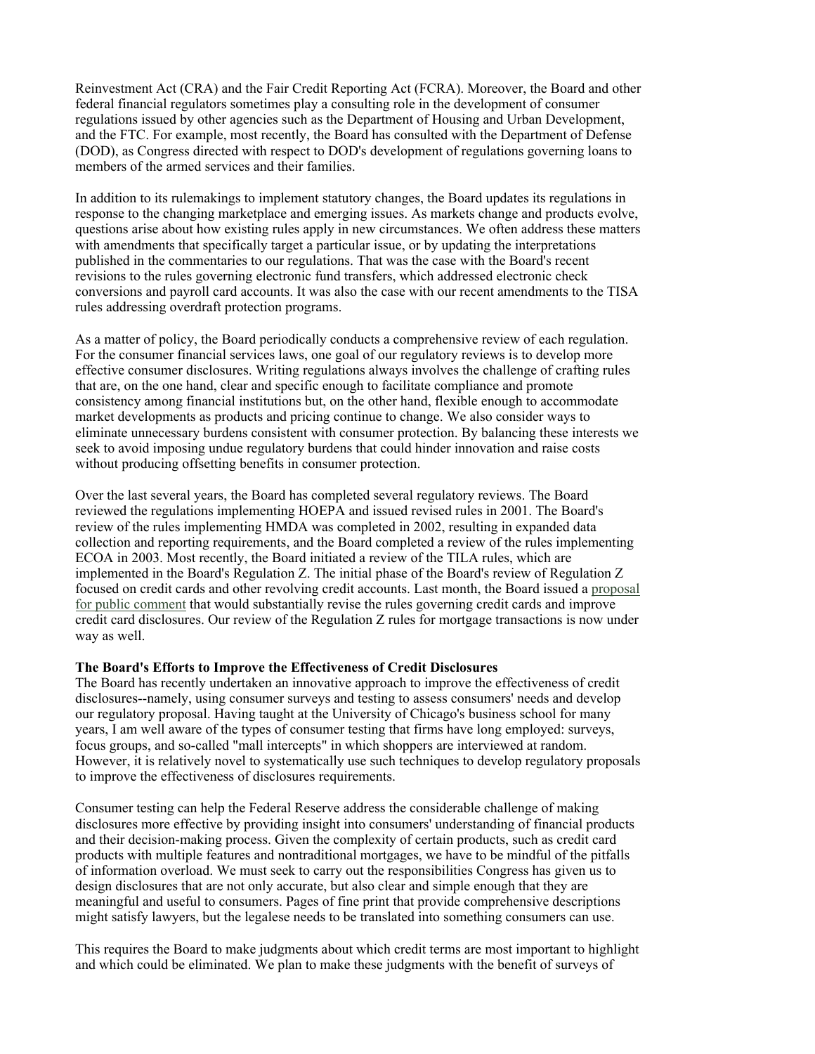Reinvestment Act (CRA) and the Fair Credit Reporting Act (FCRA). Moreover, the Board and other federal financial regulators sometimes play a consulting role in the development of consumer regulations issued by other agencies such as the Department of Housing and Urban Development, and the FTC. For example, most recently, the Board has consulted with the Department of Defense (DOD), as Congress directed with respect to DOD's development of regulations governing loans to members of the armed services and their families.

In addition to its rulemakings to implement statutory changes, the Board updates its regulations in response to the changing marketplace and emerging issues. As markets change and products evolve, questions arise about how existing rules apply in new circumstances. We often address these matters with amendments that specifically target a particular issue, or by updating the interpretations published in the commentaries to our regulations. That was the case with the Board's recent revisions to the rules governing electronic fund transfers, which addressed electronic check conversions and payroll card accounts. It was also the case with our recent amendments to the TISA rules addressing overdraft protection programs.

As a matter of policy, the Board periodically conducts a comprehensive review of each regulation. For the consumer financial services laws, one goal of our regulatory reviews is to develop more effective consumer disclosures. Writing regulations always involves the challenge of crafting rules that are, on the one hand, clear and specific enough to facilitate compliance and promote consistency among financial institutions but, on the other hand, flexible enough to accommodate market developments as products and pricing continue to change. We also consider ways to eliminate unnecessary burdens consistent with consumer protection. By balancing these interests we seek to avoid imposing undue regulatory burdens that could hinder innovation and raise costs without producing offsetting benefits in consumer protection.

Over the last several years, the Board has completed several regulatory reviews. The Board reviewed the regulations implementing HOEPA and issued revised rules in 2001. The Board's review of the rules implementing HMDA was completed in 2002, resulting in expanded data collection and reporting requirements, and the Board completed a review of the rules implementing ECOA in 2003. Most recently, the Board initiated a review of the TILA rules, which are implemented in the Board's Regulation Z. The initial phase of the Board's review of Regulation Z focused on credit cards and other revolving credit accounts. Last month, the Board issued a proposal for public comment that would substantially revise the rules governing credit cards and improve credit card disclosures. Our review of the Regulation Z rules for mortgage transactions is now under way as well.

**The Board's Efforts to Improve the Effectiveness of Credit Disclosures**

The Board has recently undertaken an innovative approach to improve the effectiveness of credit disclosures--namely, using consumer surveys and testing to assess consumers' needs and develop our regulatory proposal. Having taught at the University of Chicago's business school for many years, I am well aware of the types of consumer testing that firms have long employed: surveys, focus groups, and so-called "mall intercepts" in which shoppers are interviewed at random. However, it is relatively novel to systematically use such techniques to develop regulatory proposals to improve the effectiveness of disclosures requirements.

Consumer testing can help the Federal Reserve address the considerable challenge of making disclosures more effective by providing insight into consumers' understanding of financial products and their decision-making process. Given the complexity of certain products, such as credit card products with multiple features and nontraditional mortgages, we have to be mindful of the pitfalls of information overload. We must seek to carry out the responsibilities Congress has given us to design disclosures that are not only accurate, but also clear and simple enough that they are meaningful and useful to consumers. Pages of fine print that provide comprehensive descriptions might satisfy lawyers, but the legalese needs to be translated into something consumers can use.

This requires the Board to make judgments about which credit terms are most important to highlight and which could be eliminated. We plan to make these judgments with the benefit of surveys of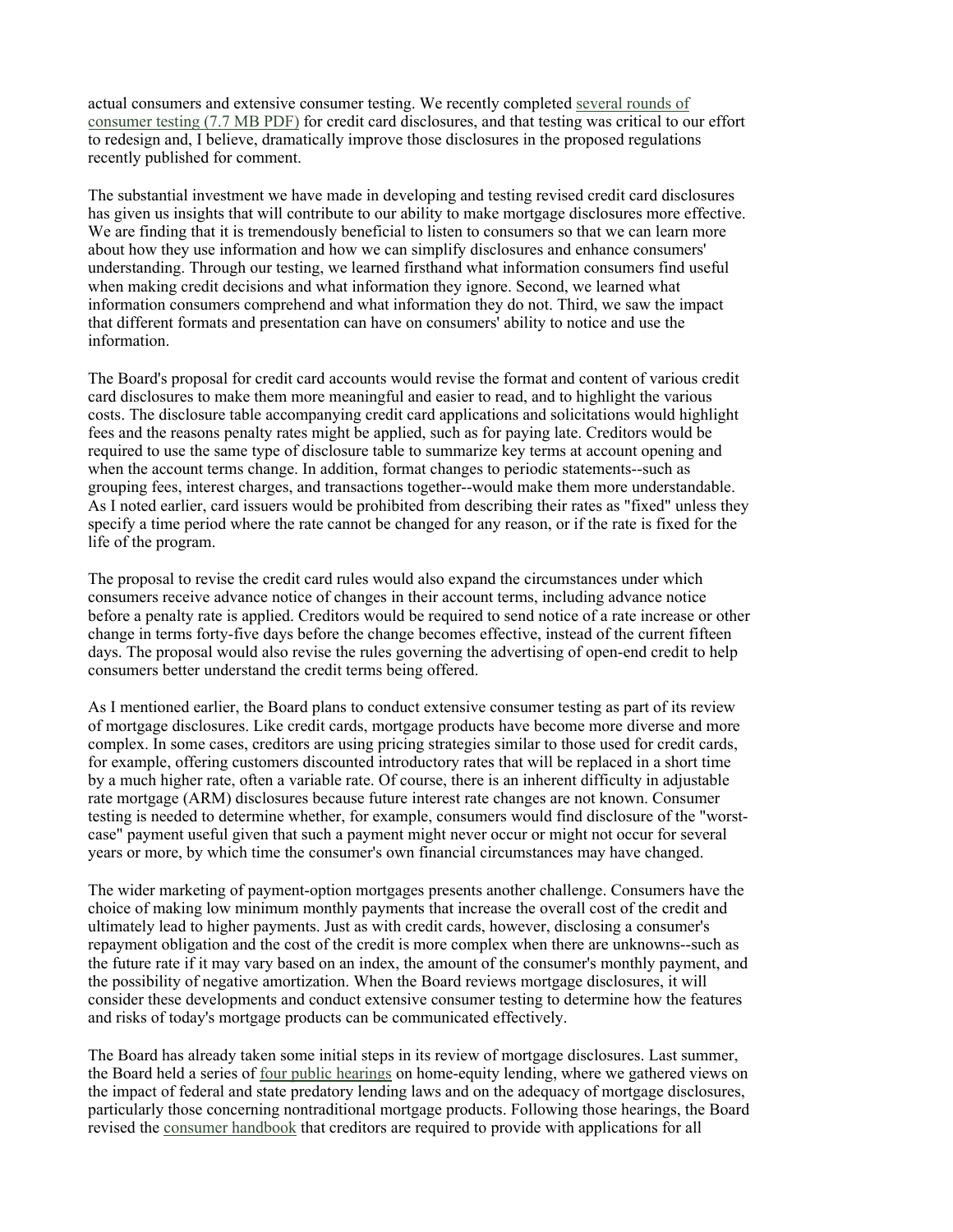actual consumers and extensive consumer testing. We recently completed several rounds of consumer testing (7.7 MB PDF) for credit card disclosures, and that testing was critical to our effort to redesign and, I believe, dramatically improve those disclosures in the proposed regulations recently published for comment.

The substantial investment we have made in developing and testing revised credit card disclosures has given us insights that will contribute to our ability to make mortgage disclosures more effective. We are finding that it is tremendously beneficial to listen to consumers so that we can learn more about how they use information and how we can simplify disclosures and enhance consumers' understanding. Through our testing, we learned firsthand what information consumers find useful when making credit decisions and what information they ignore. Second, we learned what information consumers comprehend and what information they do not. Third, we saw the impact that different formats and presentation can have on consumers' ability to notice and use the information.

The Board's proposal for credit card accounts would revise the format and content of various credit card disclosures to make them more meaningful and easier to read, and to highlight the various costs. The disclosure table accompanying credit card applications and solicitations would highlight fees and the reasons penalty rates might be applied, such as for paying late. Creditors would be required to use the same type of disclosure table to summarize key terms at account opening and when the account terms change. In addition, format changes to periodic statements--such as grouping fees, interest charges, and transactions together--would make them more understandable. As I noted earlier, card issuers would be prohibited from describing their rates as "fixed" unless they specify a time period where the rate cannot be changed for any reason, or if the rate is fixed for the life of the program.

The proposal to revise the credit card rules would also expand the circumstances under which consumers receive advance notice of changes in their account terms, including advance notice before a penalty rate is applied. Creditors would be required to send notice of a rate increase or other change in terms forty-five days before the change becomes effective, instead of the current fifteen days. The proposal would also revise the rules governing the advertising of open-end credit to help consumers better understand the credit terms being offered.

As I mentioned earlier, the Board plans to conduct extensive consumer testing as part of its review of mortgage disclosures. Like credit cards, mortgage products have become more diverse and more complex. In some cases, creditors are using pricing strategies similar to those used for credit cards, for example, offering customers discounted introductory rates that will be replaced in a short time by a much higher rate, often a variable rate. Of course, there is an inherent difficulty in adjustable rate mortgage (ARM) disclosures because future interest rate changes are not known. Consumer testing is needed to determine whether, for example, consumers would find disclosure of the "worst-case" payment useful given that such a payment might never occur or might not occur for several years or more, by which time the consumer's own financial circumstances may have changed.

The wider marketing of payment-option mortgages presents another challenge. Consumers have the choice of making low minimum monthly payments that increase the overall cost of the credit and ultimately lead to higher payments. Just as with credit cards, however, disclosing a consumer's repayment obligation and the cost of the credit is more complex when there are unknowns--such as the future rate if it may vary based on an index, the amount of the consumer's monthly payment, and the possibility of negative amortization. When the Board reviews mortgage disclosures, it will consider these developments and conduct extensive consumer testing to determine how the features and risks of today's mortgage products can be communicated effectively.

The Board has already taken some initial steps in its review of mortgage disclosures. Last summer, the Board held a series of four public hearings on home-equity lending, where we gathered views on the impact of federal and state predatory lending laws and on the adequacy of mortgage disclosures, particularly those concerning nontraditional mortgage products. Following those hearings, the Board revised the consumer handbook that creditors are required to provide with applications for all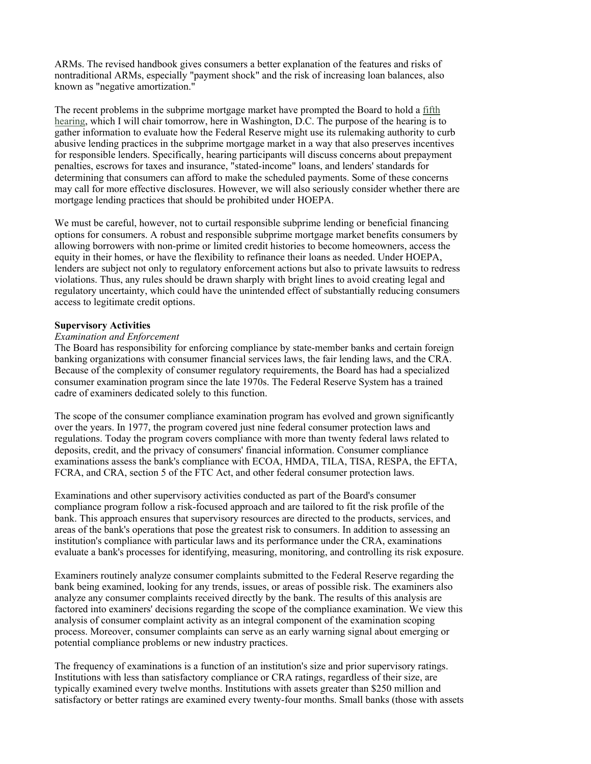ARMs. The revised handbook gives consumers a better explanation of the features and risks of nontraditional ARMs, especially "payment shock" and the risk of increasing loan balances, also known as "negative amortization."

The recent problems in the subprime mortgage market have prompted the Board to hold a fifth hearing, which I will chair tomorrow, here in Washington, D.C. The purpose of the hearing is to gather information to evaluate how the Federal Reserve might use its rulemaking authority to curb abusive lending practices in the subprime mortgage market in a way that also preserves incentives for responsible lenders. Specifically, hearing participants will discuss concerns about prepayment penalties, escrows for taxes and insurance, "stated-income" loans, and lenders' standards for determining that consumers can afford to make the scheduled payments. Some of these concerns may call for more effective disclosures. However, we will also seriously consider whether there are mortgage lending practices that should be prohibited under HOEPA.

We must be careful, however, not to curtail responsible subprime lending or beneficial financing options for consumers. A robust and responsible subprime mortgage market benefits consumers by allowing borrowers with non-prime or limited credit histories to become homeowners, access the equity in their homes, or have the flexibility to refinance their loans as needed. Under HOEPA, lenders are subject not only to regulatory enforcement actions but also to private lawsuits to redress violations. Thus, any rules should be drawn sharply with bright lines to avoid creating legal and regulatory uncertainty, which could have the unintended effect of substantially reducing consumers access to legitimate credit options.

**Supervisory Activities**

*Examination and Enforcement*

The Board has responsibility for enforcing compliance by state-member banks and certain foreign banking organizations with consumer financial services laws, the fair lending laws, and the CRA. Because of the complexity of consumer regulatory requirements, the Board has had a specialized consumer examination program since the late 1970s. The Federal Reserve System has a trained cadre of examiners dedicated solely to this function.

The scope of the consumer compliance examination program has evolved and grown significantly over the years. In 1977, the program covered just nine federal consumer protection laws and regulations. Today the program covers compliance with more than twenty federal laws related to deposits, credit, and the privacy of consumers' financial information. Consumer compliance examinations assess the bank's compliance with ECOA, HMDA, TILA, TISA, RESPA, the EFTA, FCRA, and CRA, section 5 of the FTC Act, and other federal consumer protection laws.

Examinations and other supervisory activities conducted as part of the Board's consumer compliance program follow a risk-focused approach and are tailored to fit the risk profile of the bank. This approach ensures that supervisory resources are directed to the products, services, and areas of the bank's operations that pose the greatest risk to consumers. In addition to assessing an institution's compliance with particular laws and its performance under the CRA, examinations evaluate a bank's processes for identifying, measuring, monitoring, and controlling its risk exposure.

Examiners routinely analyze consumer complaints submitted to the Federal Reserve regarding the bank being examined, looking for any trends, issues, or areas of possible risk. The examiners also analyze any consumer complaints received directly by the bank. The results of this analysis are factored into examiners' decisions regarding the scope of the compliance examination. We view this analysis of consumer complaint activity as an integral component of the examination scoping process. Moreover, consumer complaints can serve as an early warning signal about emerging or potential compliance problems or new industry practices.

The frequency of examinations is a function of an institution's size and prior supervisory ratings. Institutions with less than satisfactory compliance or CRA ratings, regardless of their size, are typically examined every twelve months. Institutions with assets greater than $250 million and satisfactory or better ratings are examined every twenty-four months. Small banks (those with assets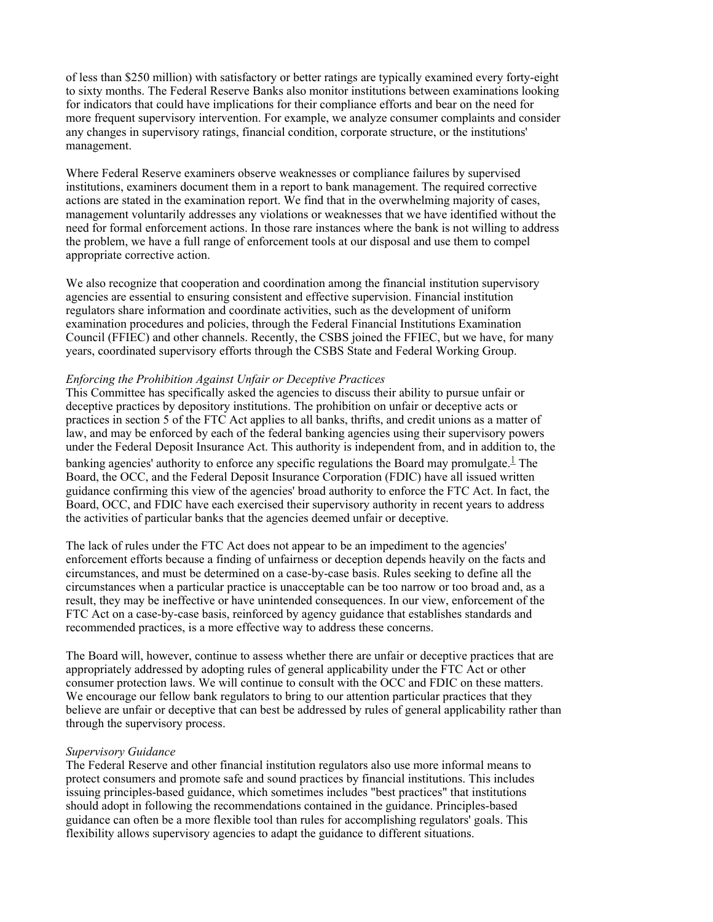of less than $250 million) with satisfactory or better ratings are typically examined every forty-eight to sixty months. The Federal Reserve Banks also monitor institutions between examinations looking for indicators that could have implications for their compliance efforts and bear on the need for more frequent supervisory intervention. For example, we analyze consumer complaints and consider any changes in supervisory ratings, financial condition, corporate structure, or the institutions' management.

Where Federal Reserve examiners observe weaknesses or compliance failures by supervised institutions, examiners document them in a report to bank management. The required corrective actions are stated in the examination report. We find that in the overwhelming majority of cases, management voluntarily addresses any violations or weaknesses that we have identified without the need for formal enforcement actions. In those rare instances where the bank is not willing to address the problem, we have a full range of enforcement tools at our disposal and use them to compel appropriate corrective action.

We also recognize that cooperation and coordination among the financial institution supervisory agencies are essential to ensuring consistent and effective supervision. Financial institution regulators share information and coordinate activities, such as the development of uniform examination procedures and policies, through the Federal Financial Institutions Examination Council (FFIEC) and other channels. Recently, the CSBS joined the FFIEC, but we have, for many years, coordinated supervisory efforts through the CSBS State and Federal Working Group.

*Enforcing the Prohibition Against Unfair or Deceptive Practices*

This Committee has specifically asked the agencies to discuss their ability to pursue unfair or deceptive practices by depository institutions. The prohibition on unfair or deceptive acts or practices in section 5 of the FTC Act applies to all banks, thrifts, and credit unions as a matter of law, and may be enforced by each of the federal banking agencies using their supervisory powers under the Federal Deposit Insurance Act. This authority is independent from, and in addition to, the banking agencies' authority to enforce any specific regulations the Board may promulgate.[1] The Board, the OCC, and the Federal Deposit Insurance Corporation (FDIC) have all issued written guidance confirming this view of the agencies' broad authority to enforce the FTC Act. In fact, the Board, OCC, and FDIC have each exercised their supervisory authority in recent years to address the activities of particular banks that the agencies deemed unfair or deceptive.

The lack of rules under the FTC Act does not appear to be an impediment to the agencies' enforcement efforts because a finding of unfairness or deception depends heavily on the facts and circumstances, and must be determined on a case-by-case basis. Rules seeking to define all the circumstances when a particular practice is unacceptable can be too narrow or too broad and, as a result, they may be ineffective or have unintended consequences. In our view, enforcement of the FTC Act on a case-by-case basis, reinforced by agency guidance that establishes standards and recommended practices, is a more effective way to address these concerns.

The Board will, however, continue to assess whether there are unfair or deceptive practices that are appropriately addressed by adopting rules of general applicability under the FTC Act or other consumer protection laws. We will continue to consult with the OCC and FDIC on these matters. We encourage our fellow bank regulators to bring to our attention particular practices that they believe are unfair or deceptive that can best be addressed by rules of general applicability rather than through the supervisory process.

*Supervisory Guidance*

The Federal Reserve and other financial institution regulators also use more informal means to protect consumers and promote safe and sound practices by financial institutions. This includes issuing principles-based guidance, which sometimes includes "best practices" that institutions should adopt in following the recommendations contained in the guidance. Principles-based guidance can often be a more flexible tool than rules for accomplishing regulators' goals. This flexibility allows supervisory agencies to adapt the guidance to different situations.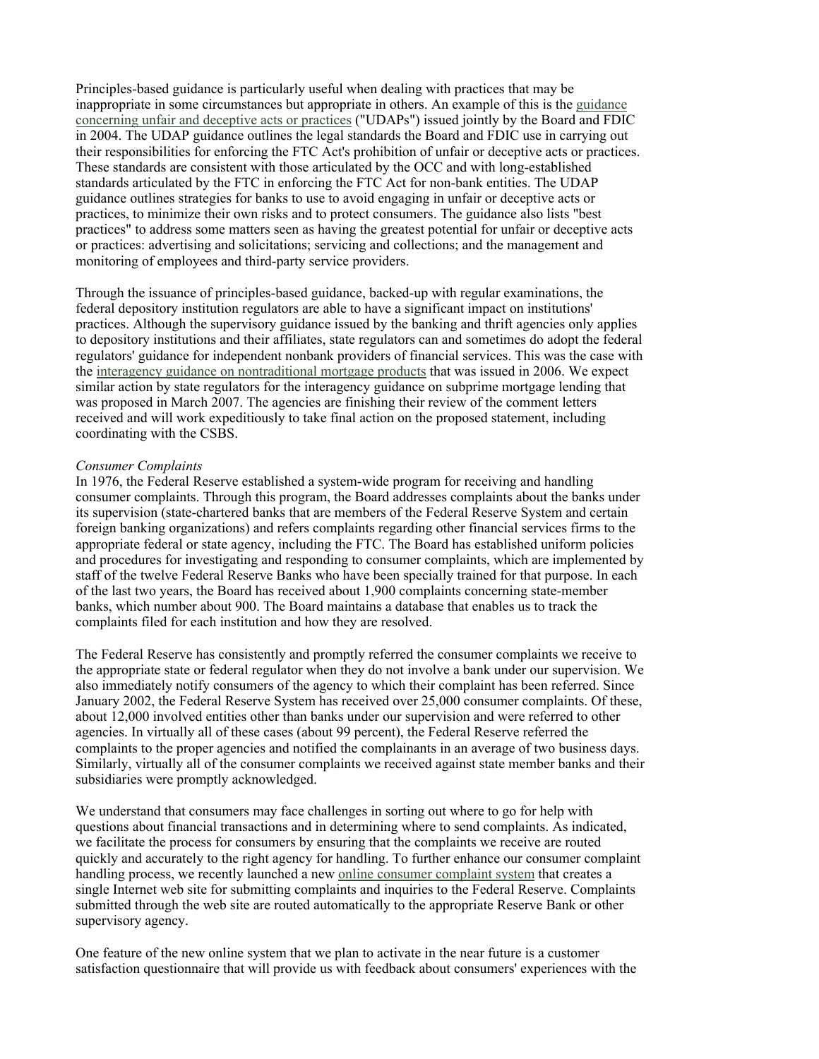Principles-based guidance is particularly useful when dealing with practices that may be inappropriate in some circumstances but appropriate in others. An example of this is the guidance concerning unfair and deceptive acts or practices ("UDAPs") issued jointly by the Board and FDIC in 2004. The UDAP guidance outlines the legal standards the Board and FDIC use in carrying out their responsibilities for enforcing the FTC Act's prohibition of unfair or deceptive acts or practices. These standards are consistent with those articulated by the OCC and with long-established standards articulated by the FTC in enforcing the FTC Act for non-bank entities. The UDAP guidance outlines strategies for banks to use to avoid engaging in unfair or deceptive acts or practices, to minimize their own risks and to protect consumers. The guidance also lists "best practices" to address some matters seen as having the greatest potential for unfair or deceptive acts or practices: advertising and solicitations; servicing and collections; and the management and monitoring of employees and third-party service providers.

Through the issuance of principles-based guidance, backed-up with regular examinations, the federal depository institution regulators are able to have a significant impact on institutions' practices. Although the supervisory guidance issued by the banking and thrift agencies only applies to depository institutions and their affiliates, state regulators can and sometimes do adopt the federal regulators' guidance for independent nonbank providers of financial services. This was the case with the interagency guidance on nontraditional mortgage products that was issued in 2006. We expect similar action by state regulators for the interagency guidance on subprime mortgage lending that was proposed in March 2007. The agencies are finishing their review of the comment letters received and will work expeditiously to take final action on the proposed statement, including coordinating with the CSBS.

*Consumer Complaints*

In 1976, the Federal Reserve established a system-wide program for receiving and handling consumer complaints. Through this program, the Board addresses complaints about the banks under its supervision (state-chartered banks that are members of the Federal Reserve System and certain foreign banking organizations) and refers complaints regarding other financial services firms to the appropriate federal or state agency, including the FTC. The Board has established uniform policies and procedures for investigating and responding to consumer complaints, which are implemented by staff of the twelve Federal Reserve Banks who have been specially trained for that purpose. In each of the last two years, the Board has received about 1,900 complaints concerning state-member banks, which number about 900. The Board maintains a database that enables us to track the complaints filed for each institution and how they are resolved.

The Federal Reserve has consistently and promptly referred the consumer complaints we receive to the appropriate state or federal regulator when they do not involve a bank under our supervision. We also immediately notify consumers of the agency to which their complaint has been referred. Since January 2002, the Federal Reserve System has received over 25,000 consumer complaints. Of these, about 12,000 involved entities other than banks under our supervision and were referred to other agencies. In virtually all of these cases (about 99 percent), the Federal Reserve referred the complaints to the proper agencies and notified the complainants in an average of two business days. Similarly, virtually all of the consumer complaints we received against state member banks and their subsidiaries were promptly acknowledged.

We understand that consumers may face challenges in sorting out where to go for help with questions about financial transactions and in determining where to send complaints. As indicated, we facilitate the process for consumers by ensuring that the complaints we receive are routed quickly and accurately to the right agency for handling. To further enhance our consumer complaint handling process, we recently launched a new online consumer complaint system that creates a single Internet web site for submitting complaints and inquiries to the Federal Reserve. Complaints submitted through the web site are routed automatically to the appropriate Reserve Bank or other supervisory agency.

One feature of the new online system that we plan to activate in the near future is a customer satisfaction questionnaire that will provide us with feedback about consumers' experiences with the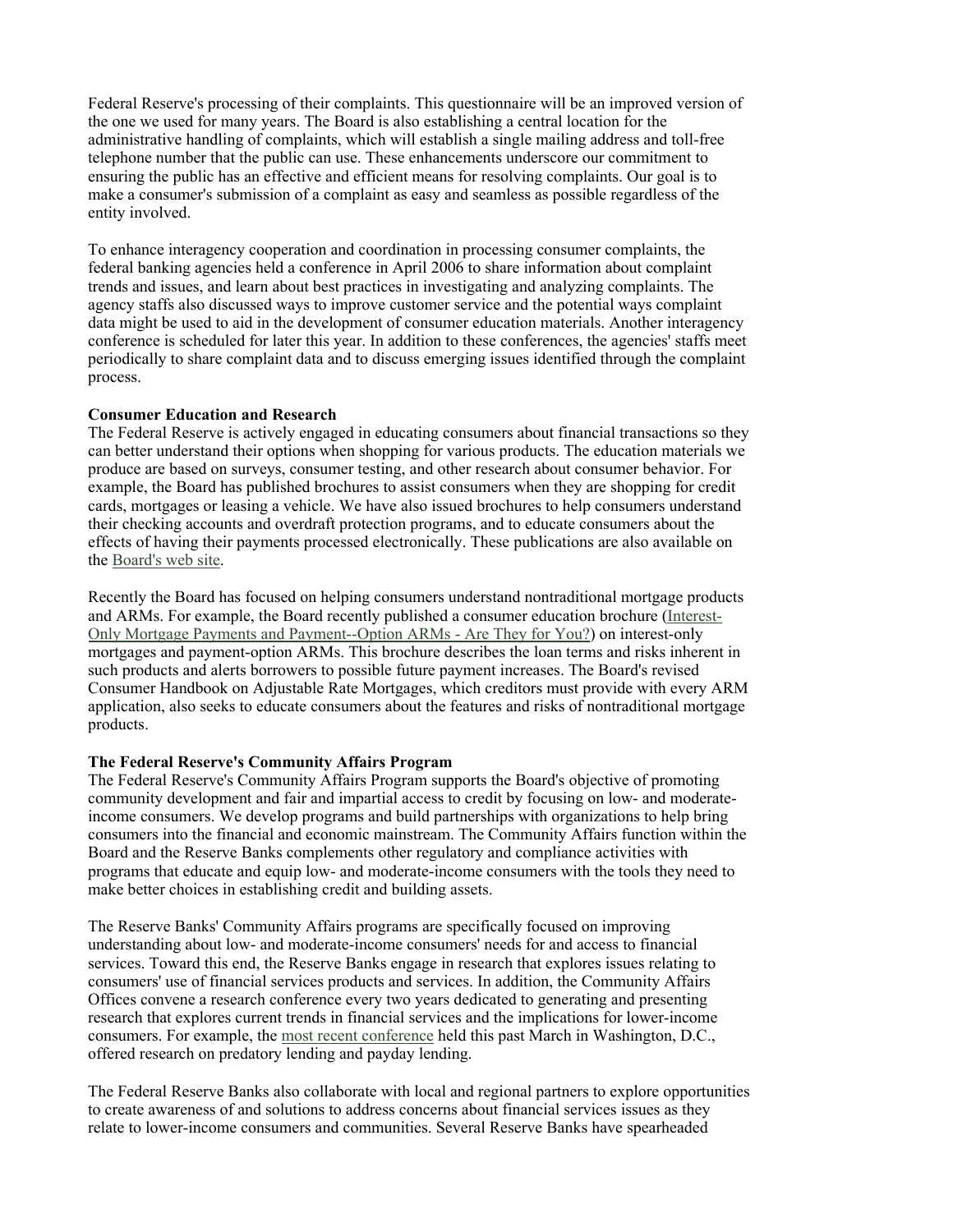Federal Reserve's processing of their complaints. This questionnaire will be an improved version of the one we used for many years. The Board is also establishing a central location for the administrative handling of complaints, which will establish a single mailing address and toll-free telephone number that the public can use. These enhancements underscore our commitment to ensuring the public has an effective and efficient means for resolving complaints. Our goal is to make a consumer's submission of a complaint as easy and seamless as possible regardless of the entity involved.

To enhance interagency cooperation and coordination in processing consumer complaints, the federal banking agencies held a conference in April 2006 to share information about complaint trends and issues, and learn about best practices in investigating and analyzing complaints. The agency staffs also discussed ways to improve customer service and the potential ways complaint data might be used to aid in the development of consumer education materials. Another interagency conference is scheduled for later this year. In addition to these conferences, the agencies' staffs meet periodically to share complaint data and to discuss emerging issues identified through the complaint process.

**Consumer Education and Research**

The Federal Reserve is actively engaged in educating consumers about financial transactions so they can better understand their options when shopping for various products. The education materials we produce are based on surveys, consumer testing, and other research about consumer behavior. For example, the Board has published brochures to assist consumers when they are shopping for credit cards, mortgages or leasing a vehicle. We have also issued brochures to help consumers understand their checking accounts and overdraft protection programs, and to educate consumers about the effects of having their payments processed electronically. These publications are also available on the Board's web site.

Recently the Board has focused on helping consumers understand nontraditional mortgage products and ARMs. For example, the Board recently published a consumer education brochure (Interest-Only Mortgage Payments and Payment--Option ARMs - Are They for You?) on interest-only mortgages and payment-option ARMs. This brochure describes the loan terms and risks inherent in such products and alerts borrowers to possible future payment increases. The Board's revised Consumer Handbook on Adjustable Rate Mortgages, which creditors must provide with every ARM application, also seeks to educate consumers about the features and risks of nontraditional mortgage products.

**The Federal Reserve's Community Affairs Program**

The Federal Reserve's Community Affairs Program supports the Board's objective of promoting community development and fair and impartial access to credit by focusing on low- and moderate-income consumers. We develop programs and build partnerships with organizations to help bring consumers into the financial and economic mainstream. The Community Affairs function within the Board and the Reserve Banks complements other regulatory and compliance activities with programs that educate and equip low- and moderate-income consumers with the tools they need to make better choices in establishing credit and building assets.

The Reserve Banks' Community Affairs programs are specifically focused on improving understanding about low- and moderate-income consumers' needs for and access to financial services. Toward this end, the Reserve Banks engage in research that explores issues relating to consumers' use of financial services products and services. In addition, the Community Affairs Offices convene a research conference every two years dedicated to generating and presenting research that explores current trends in financial services and the implications for lower-income consumers. For example, the most recent conference held this past March in Washington, D.C., offered research on predatory lending and payday lending.

The Federal Reserve Banks also collaborate with local and regional partners to explore opportunities to create awareness of and solutions to address concerns about financial services issues as they relate to lower-income consumers and communities. Several Reserve Banks have spearheaded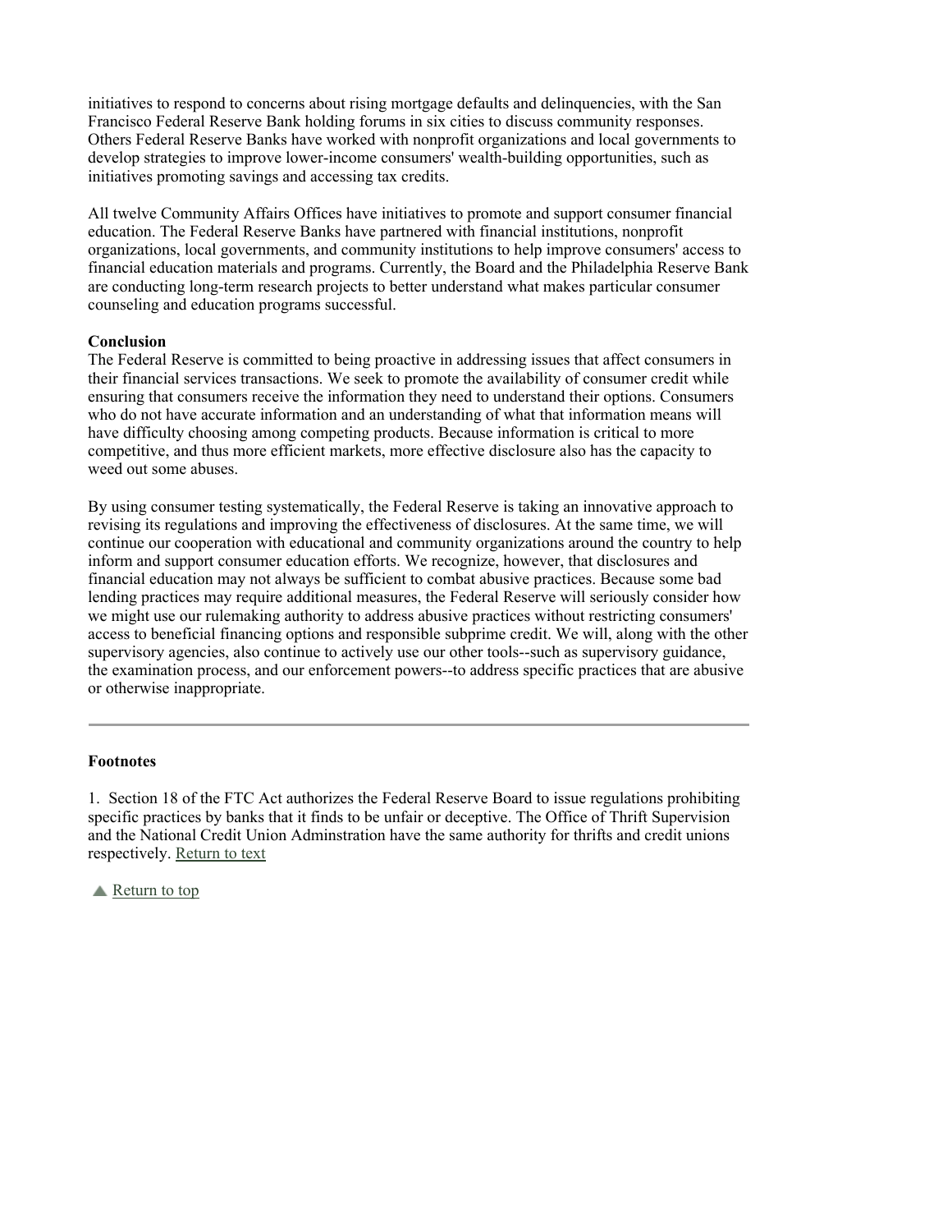initiatives to respond to concerns about rising mortgage defaults and delinquencies, with the San Francisco Federal Reserve Bank holding forums in six cities to discuss community responses. Others Federal Reserve Banks have worked with nonprofit organizations and local governments to develop strategies to improve lower-income consumers' wealth-building opportunities, such as initiatives promoting savings and accessing tax credits.

All twelve Community Affairs Offices have initiatives to promote and support consumer financial education. The Federal Reserve Banks have partnered with financial institutions, nonprofit organizations, local governments, and community institutions to help improve consumers' access to financial education materials and programs. Currently, the Board and the Philadelphia Reserve Bank are conducting long-term research projects to better understand what makes particular consumer counseling and education programs successful.

**Conclusion**

The Federal Reserve is committed to being proactive in addressing issues that affect consumers in their financial services transactions. We seek to promote the availability of consumer credit while ensuring that consumers receive the information they need to understand their options. Consumers who do not have accurate information and an understanding of what that information means will have difficulty choosing among competing products. Because information is critical to more competitive, and thus more efficient markets, more effective disclosure also has the capacity to weed out some abuses.

By using consumer testing systematically, the Federal Reserve is taking an innovative approach to revising its regulations and improving the effectiveness of disclosures. At the same time, we will continue our cooperation with educational and community organizations around the country to help inform and support consumer education efforts. We recognize, however, that disclosures and financial education may not always be sufficient to combat abusive practices. Because some bad lending practices may require additional measures, the Federal Reserve will seriously consider how we might use our rulemaking authority to address abusive practices without restricting consumers' access to beneficial financing options and responsible subprime credit. We will, along with the other supervisory agencies, also continue to actively use our other tools--such as supervisory guidance, the examination process, and our enforcement powers--to address specific practices that are abusive or otherwise inappropriate.

---

**Footnotes**

1. Section 18 of the FTC Act authorizes the Federal Reserve Board to issue regulations prohibiting specific practices by banks that it finds to be unfair or deceptive. The Office of Thrift Supervision and the National Credit Union Adminstration have the same authority for thrifts and credit unions respectively. Return to text

▲ Return to top